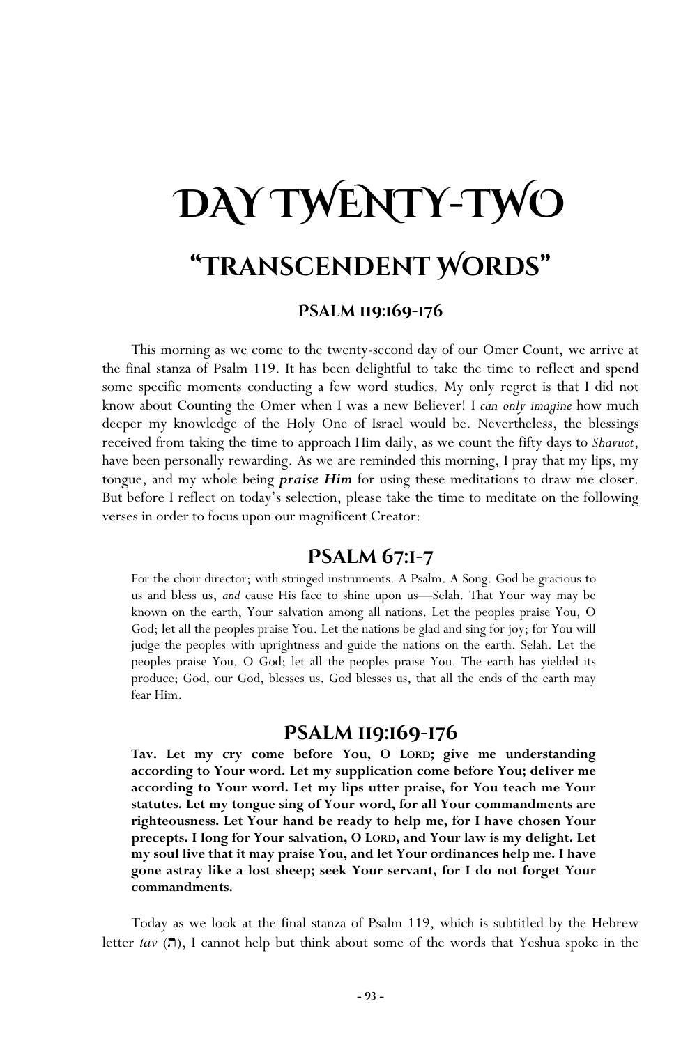# Day Twenty-Two

## "Transcendent Words"

### Psalm 119:169-176

This morning as we come to the twenty-second day of our Omer Count, we arrive at the final stanza of Psalm 119. It has been delightful to take the time to reflect and spend some specific moments conducting a few word studies. My only regret is that I did not know about Counting the Omer when I was a new Believer! I *can only imagine* how much deeper my knowledge of the Holy One of Israel would be. Nevertheless, the blessings received from taking the time to approach Him daily, as we count the fifty days to *Shavuot*, have been personally rewarding. As we are reminded this morning, I pray that my lips, my tongue, and my whole being ***praise Him*** for using these meditations to draw me closer. But before I reflect on today's selection, please take the time to meditate on the following verses in order to focus upon our magnificent Creator:

## Psalm 67:1-7

For the choir director; with stringed instruments. A Psalm. A Song. God be gracious to us and bless us, *and* cause His face to shine upon us—Selah. That Your way may be known on the earth, Your salvation among all nations. Let the peoples praise You, O God; let all the peoples praise You. Let the nations be glad and sing for joy; for You will judge the peoples with uprightness and guide the nations on the earth. Selah. Let the peoples praise You, O God; let all the peoples praise You. The earth has yielded its produce; God, our God, blesses us. God blesses us, that all the ends of the earth may fear Him.

## Psalm 119:169-176

**Tav. Let my cry come before You, O LORD; give me understanding according to Your word. Let my supplication come before You; deliver me according to Your word. Let my lips utter praise, for You teach me Your statutes. Let my tongue sing of Your word, for all Your commandments are righteousness. Let Your hand be ready to help me, for I have chosen Your precepts. I long for Your salvation, O LORD, and Your law is my delight. Let my soul live that it may praise You, and let Your ordinances help me. I have gone astray like a lost sheep; seek Your servant, for I do not forget Your commandments.**

Today as we look at the final stanza of Psalm 119, which is subtitled by the Hebrew letter *tav* (ת), I cannot help but think about some of the words that Yeshua spoke in the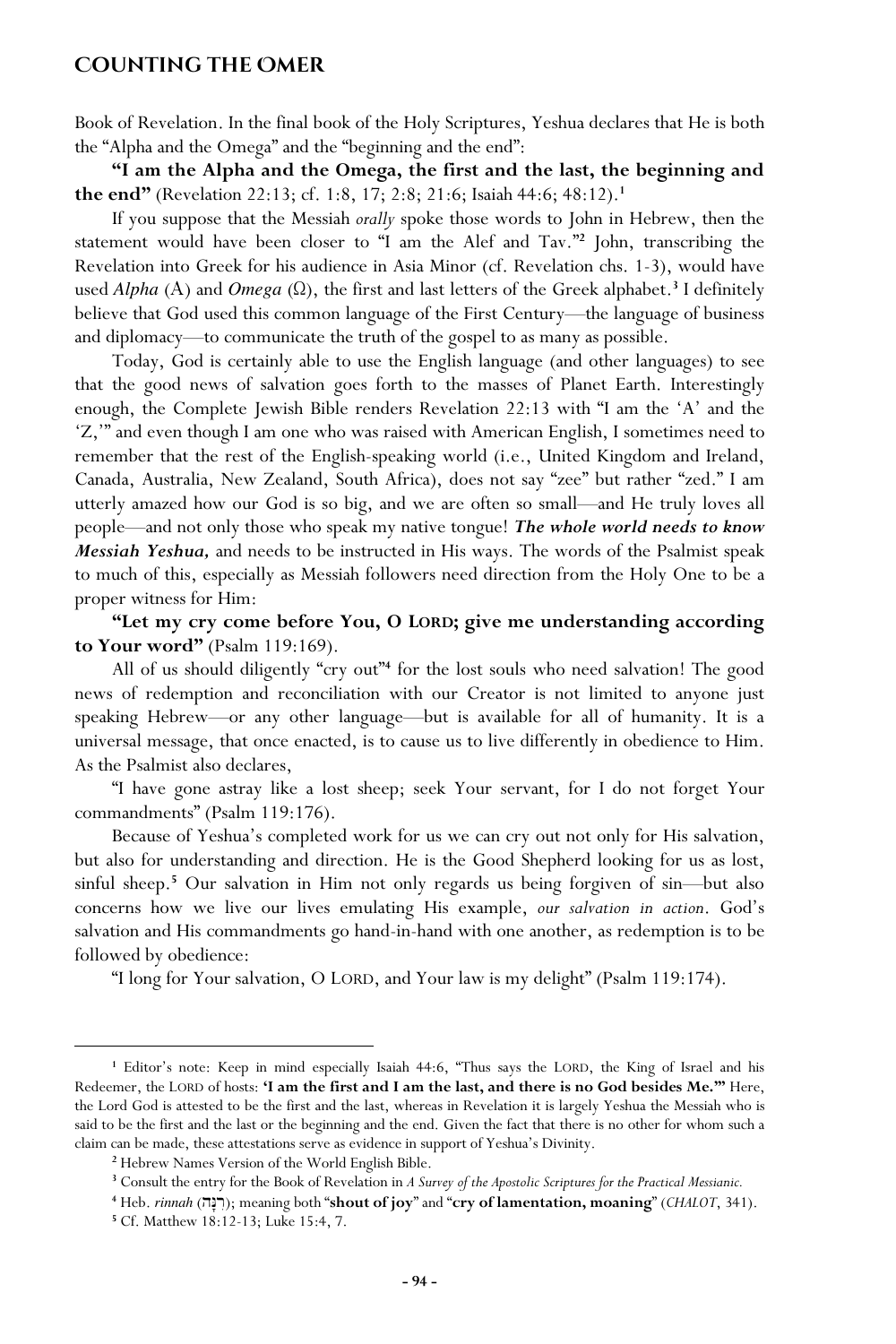Book of Revelation. In the final book of the Holy Scriptures, Yeshua declares that He is both the "Alpha and the Omega" and the "beginning and the end":

**"I am the Alpha and the Omega, the first and the last, the beginning and the end"** (Revelation 22:13; cf. 1:8, 17; 2:8; 21:6; Isaiah 44:6; 48:12).[1]

If you suppose that the Messiah *orally* spoke those words to John in Hebrew, then the statement would have been closer to "I am the Alef and Tav."[2] John, transcribing the Revelation into Greek for his audience in Asia Minor (cf. Revelation chs. 1-3), would have used *Alpha* (Α) and *Omega* (Ω), the first and last letters of the Greek alphabet.[3] I definitely believe that God used this common language of the First Century—the language of business and diplomacy—to communicate the truth of the gospel to as many as possible.

Today, God is certainly able to use the English language (and other languages) to see that the good news of salvation goes forth to the masses of Planet Earth. Interestingly enough, the Complete Jewish Bible renders Revelation 22:13 with "I am the 'A' and the 'Z,'" and even though I am one who was raised with American English, I sometimes need to remember that the rest of the English-speaking world (i.e., United Kingdom and Ireland, Canada, Australia, New Zealand, South Africa), does not say "zee" but rather "zed." I am utterly amazed how our God is so big, and we are often so small—and He truly loves all people—and not only those who speak my native tongue! ***The whole world needs to know Messiah Yeshua,*** and needs to be instructed in His ways. The words of the Psalmist speak to much of this, especially as Messiah followers need direction from the Holy One to be a proper witness for Him:

**"Let my cry come before You, O LORD; give me understanding according to Your word"** (Psalm 119:169).

All of us should diligently "cry out"[4] for the lost souls who need salvation! The good news of redemption and reconciliation with our Creator is not limited to anyone just speaking Hebrew—or any other language—but is available for all of humanity. It is a universal message, that once enacted, is to cause us to live differently in obedience to Him. As the Psalmist also declares,

"I have gone astray like a lost sheep; seek Your servant, for I do not forget Your commandments" (Psalm 119:176).

Because of Yeshua's completed work for us we can cry out not only for His salvation, but also for understanding and direction. He is the Good Shepherd looking for us as lost, sinful sheep.[5] Our salvation in Him not only regards us being forgiven of sin—but also concerns how we live our lives emulating His example, *our salvation in action*. God's salvation and His commandments go hand-in-hand with one another, as redemption is to be followed by obedience:

"I long for Your salvation, O LORD, and Your law is my delight" (Psalm 119:174).

---

[1] Editor's note: Keep in mind especially Isaiah 44:6, "Thus says the LORD, the King of Israel and his Redeemer, the LORD of hosts: **'I am the first and I am the last, and there is no God besides Me.'"** Here, the Lord God is attested to be the first and the last, whereas in Revelation it is largely Yeshua the Messiah who is said to be the first and the last or the beginning and the end. Given the fact that there is no other for whom such a claim can be made, these attestations serve as evidence in support of Yeshua's Divinity.

[2] Hebrew Names Version of the World English Bible.

[3] Consult the entry for the Book of Revelation in *A Survey of the Apostolic Scriptures for the Practical Messianic*.

[4] Heb. *rinnah* (רִנָּה); meaning both "**shout of joy**" and "**cry of lamentation, moaning**" (*CHALOT*, 341).

[5] Cf. Matthew 18:12-13; Luke 15:4, 7.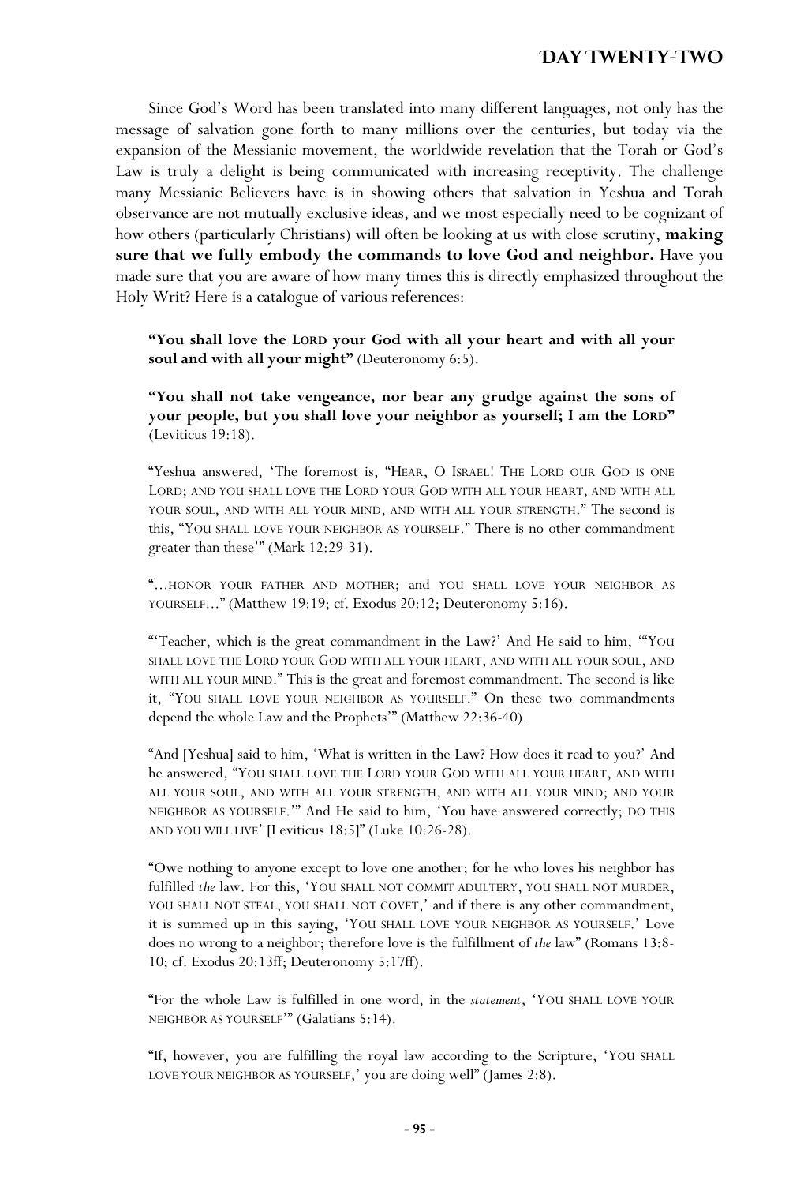# Day Twenty-Two

Since God's Word has been translated into many different languages, not only has the message of salvation gone forth to many millions over the centuries, but today via the expansion of the Messianic movement, the worldwide revelation that the Torah or God's Law is truly a delight is being communicated with increasing receptivity. The challenge many Messianic Believers have is in showing others that salvation in Yeshua and Torah observance are not mutually exclusive ideas, and we most especially need to be cognizant of how others (particularly Christians) will often be looking at us with close scrutiny, **making sure that we fully embody the commands to love God and neighbor.** Have you made sure that you are aware of how many times this is directly emphasized throughout the Holy Writ? Here is a catalogue of various references:

> **"You shall love the LORD your God with all your heart and with all your soul and with all your might"** (Deuteronomy 6:5).

> **"You shall not take vengeance, nor bear any grudge against the sons of your people, but you shall love your neighbor as yourself; I am the LORD"** (Leviticus 19:18).

> "Yeshua answered, 'The foremost is, "HEAR, O ISRAEL! THE LORD OUR GOD IS ONE LORD; AND YOU SHALL LOVE THE LORD YOUR GOD WITH ALL YOUR HEART, AND WITH ALL YOUR SOUL, AND WITH ALL YOUR MIND, AND WITH ALL YOUR STRENGTH." The second is this, "YOU SHALL LOVE YOUR NEIGHBOR AS YOURSELF." There is no other commandment greater than these'" (Mark 12:29-31).

> "...HONOR YOUR FATHER AND MOTHER; and YOU SHALL LOVE YOUR NEIGHBOR AS YOURSELF..." (Matthew 19:19; cf. Exodus 20:12; Deuteronomy 5:16).

> "'Teacher, which is the great commandment in the Law?' And He said to him, '"YOU SHALL LOVE THE LORD YOUR GOD WITH ALL YOUR HEART, AND WITH ALL YOUR SOUL, AND WITH ALL YOUR MIND." This is the great and foremost commandment. The second is like it, "YOU SHALL LOVE YOUR NEIGHBOR AS YOURSELF." On these two commandments depend the whole Law and the Prophets'" (Matthew 22:36-40).

> "And [Yeshua] said to him, 'What is written in the Law? How does it read to you?' And he answered, "YOU SHALL LOVE THE LORD YOUR GOD WITH ALL YOUR HEART, AND WITH ALL YOUR SOUL, AND WITH ALL YOUR STRENGTH, AND WITH ALL YOUR MIND; AND YOUR NEIGHBOR AS YOURSELF.'" And He said to him, 'You have answered correctly; DO THIS AND YOU WILL LIVE' [Leviticus 18:5]" (Luke 10:26-28).

> "Owe nothing to anyone except to love one another; for he who loves his neighbor has fulfilled *the* law. For this, 'YOU SHALL NOT COMMIT ADULTERY, YOU SHALL NOT MURDER, YOU SHALL NOT STEAL, YOU SHALL NOT COVET,' and if there is any other commandment, it is summed up in this saying, 'YOU SHALL LOVE YOUR NEIGHBOR AS YOURSELF.' Love does no wrong to a neighbor; therefore love is the fulfillment of *the* law" (Romans 13:8-10; cf. Exodus 20:13ff; Deuteronomy 5:17ff).

> "For the whole Law is fulfilled in one word, in the *statement*, 'YOU SHALL LOVE YOUR NEIGHBOR AS YOURSELF'" (Galatians 5:14).

> "If, however, you are fulfilling the royal law according to the Scripture, 'YOU SHALL LOVE YOUR NEIGHBOR AS YOURSELF,' you are doing well" (James 2:8).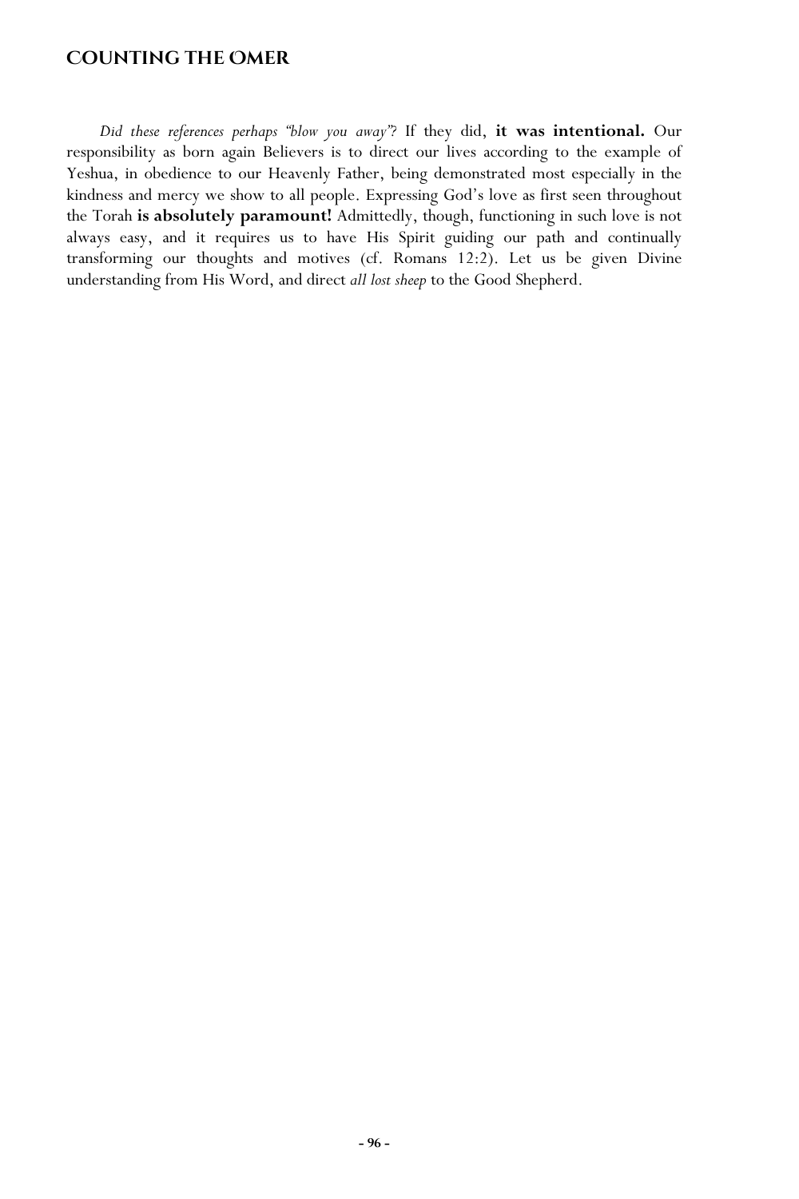*Did these references perhaps "blow you away"?* If they did, **it was intentional.** Our responsibility as born again Believers is to direct our lives according to the example of Yeshua, in obedience to our Heavenly Father, being demonstrated most especially in the kindness and mercy we show to all people. Expressing God's love as first seen throughout the Torah **is absolutely paramount!** Admittedly, though, functioning in such love is not always easy, and it requires us to have His Spirit guiding our path and continually transforming our thoughts and motives (cf. Romans 12:2). Let us be given Divine understanding from His Word, and direct *all lost sheep* to the Good Shepherd.